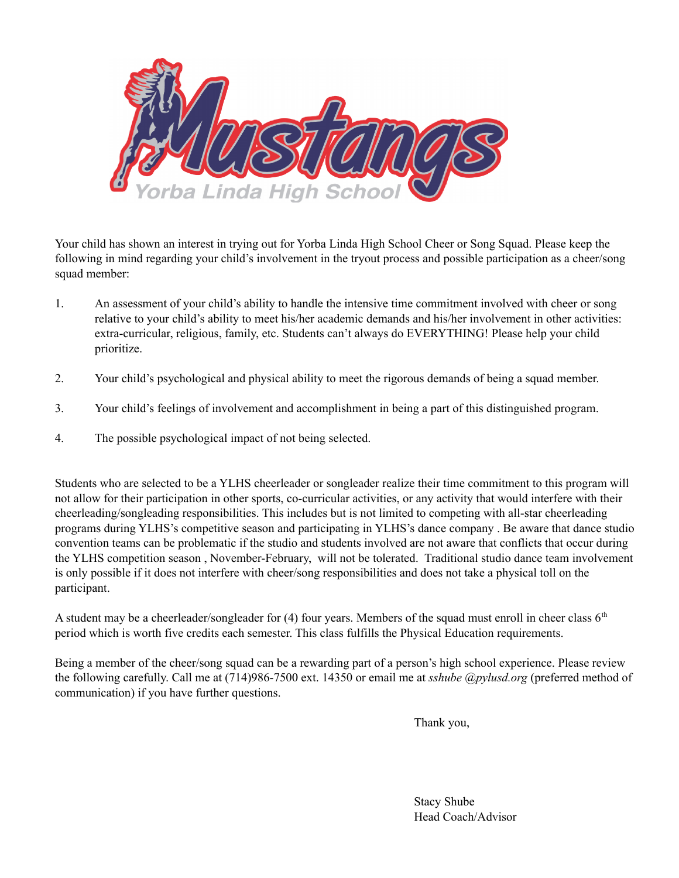Your child has shown an interest in trying out for Yorba Linda High School Cheer or Song Squad. Please keep the following in mind regarding your child's involvement in the tryout process and possible participation as a cheer/song squad member:

1. An assessment of your child's ability to handle the intensive time commitment involved with cheer or song relative to your child's ability to meet his/her academic demands and his/her involvement in other activities: extra-curricular, religious, family, etc. Students can't always do EVERYTHING! Please help your child prioritize.

2. Your child's psychological and physical ability to meet the rigorous demands of being a squad member.

3. Your child's feelings of involvement and accomplishment in being a part of this distinguished program.

4. The possible psychological impact of not being selected.

Students who are selected to be a YLHS cheerleader or songleader realize their time commitment to this program will not allow for their participation in other sports, co-curricular activities, or any activity that would interfere with their cheerleading/songleading responsibilities. This includes but is not limited to competing with all-star cheerleading programs during YLHS's competitive season and participating in YLHS's dance company . Be aware that dance studio convention teams can be problematic if the studio and students involved are not aware that conflicts that occur during the YLHS competition season , November-February, will not be tolerated. Traditional studio dance team involvement is only possible if it does not interfere with cheer/song responsibilities and does not take a physical toll on the participant.

A student may be a cheerleader/songleader for (4) four years. Members of the squad must enroll in cheer class 6th period which is worth five credits each semester. This class fulfills the Physical Education requirements.

Being a member of the cheer/song squad can be a rewarding part of a person's high school experience. Please review the following carefully. Call me at (714)986-7500 ext. 14350 or email me at *sshube @pylusd.org* (preferred method of communication) if you have further questions.

Thank you,

Stacy Shube
Head Coach/Advisor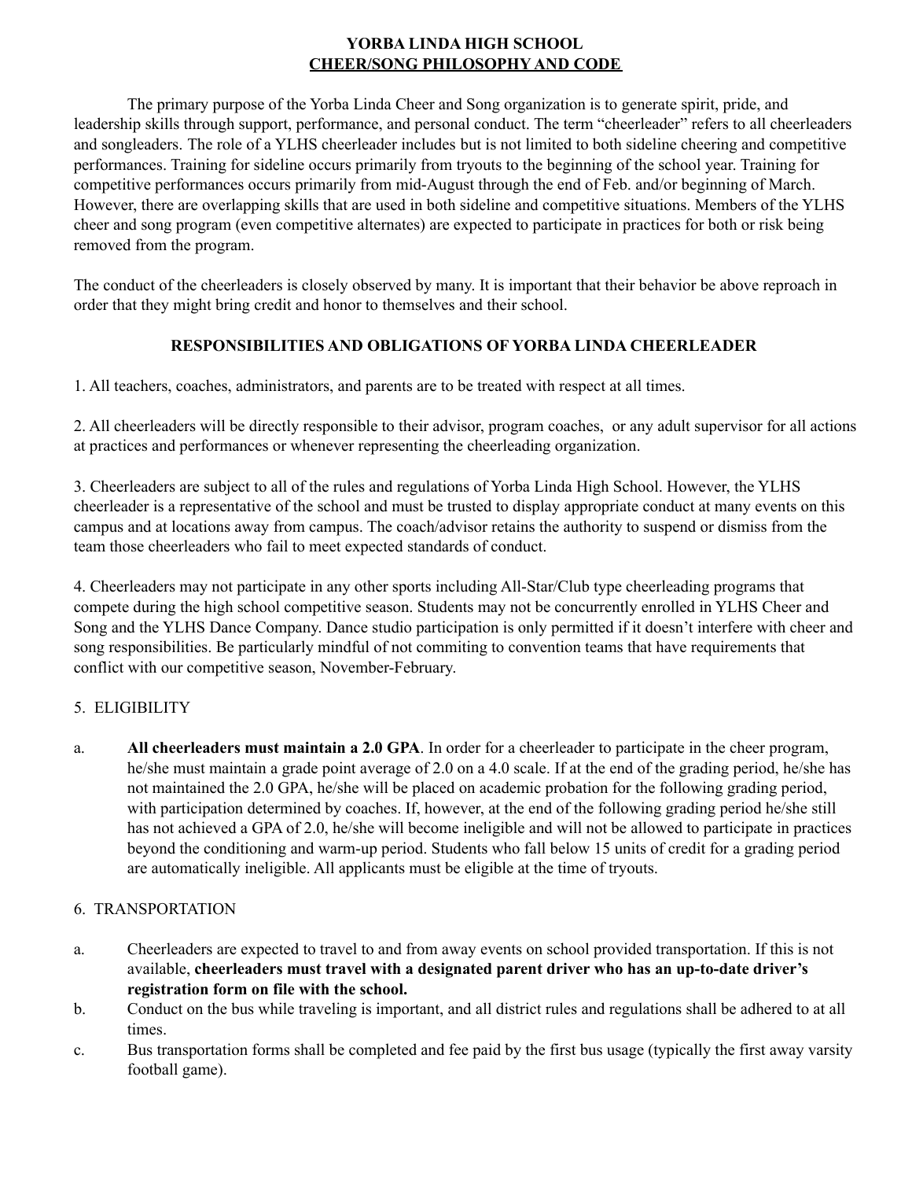# YORBA LINDA HIGH SCHOOL
## CHEER/SONG PHILOSOPHY AND CODE

The primary purpose of the Yorba Linda Cheer and Song organization is to generate spirit, pride, and leadership skills through support, performance, and personal conduct. The term "cheerleader" refers to all cheerleaders and songleaders. The role of a YLHS cheerleader includes but is not limited to both sideline cheering and competitive performances. Training for sideline occurs primarily from tryouts to the beginning of the school year. Training for competitive performances occurs primarily from mid-August through the end of Feb. and/or beginning of March. However, there are overlapping skills that are used in both sideline and competitive situations. Members of the YLHS cheer and song program (even competitive alternates) are expected to participate in practices for both or risk being removed from the program.

The conduct of the cheerleaders is closely observed by many. It is important that their behavior be above reproach in order that they might bring credit and honor to themselves and their school.

### RESPONSIBILITIES AND OBLIGATIONS OF YORBA LINDA CHEERLEADER

1. All teachers, coaches, administrators, and parents are to be treated with respect at all times.

2. All cheerleaders will be directly responsible to their advisor, program coaches, or any adult supervisor for all actions at practices and performances or whenever representing the cheerleading organization.

3. Cheerleaders are subject to all of the rules and regulations of Yorba Linda High School. However, the YLHS cheerleader is a representative of the school and must be trusted to display appropriate conduct at many events on this campus and at locations away from campus. The coach/advisor retains the authority to suspend or dismiss from the team those cheerleaders who fail to meet expected standards of conduct.

4. Cheerleaders may not participate in any other sports including All-Star/Club type cheerleading programs that compete during the high school competitive season. Students may not be concurrently enrolled in YLHS Cheer and Song and the YLHS Dance Company. Dance studio participation is only permitted if it doesn't interfere with cheer and song responsibilities. Be particularly mindful of not commiting to convention teams that have requirements that conflict with our competitive season, November-February.

5. ELIGIBILITY

a. **All cheerleaders must maintain a 2.0 GPA**. In order for a cheerleader to participate in the cheer program, he/she must maintain a grade point average of 2.0 on a 4.0 scale. If at the end of the grading period, he/she has not maintained the 2.0 GPA, he/she will be placed on academic probation for the following grading period, with participation determined by coaches. If, however, at the end of the following grading period he/she still has not achieved a GPA of 2.0, he/she will become ineligible and will not be allowed to participate in practices beyond the conditioning and warm-up period. Students who fall below 15 units of credit for a grading period are automatically ineligible. All applicants must be eligible at the time of tryouts.

6. TRANSPORTATION

a. Cheerleaders are expected to travel to and from away events on school provided transportation. If this is not available, **cheerleaders must travel with a designated parent driver who has an up-to-date driver's registration form on file with the school.**

b. Conduct on the bus while traveling is important, and all district rules and regulations shall be adhered to at all times.

c. Bus transportation forms shall be completed and fee paid by the first bus usage (typically the first away varsity football game).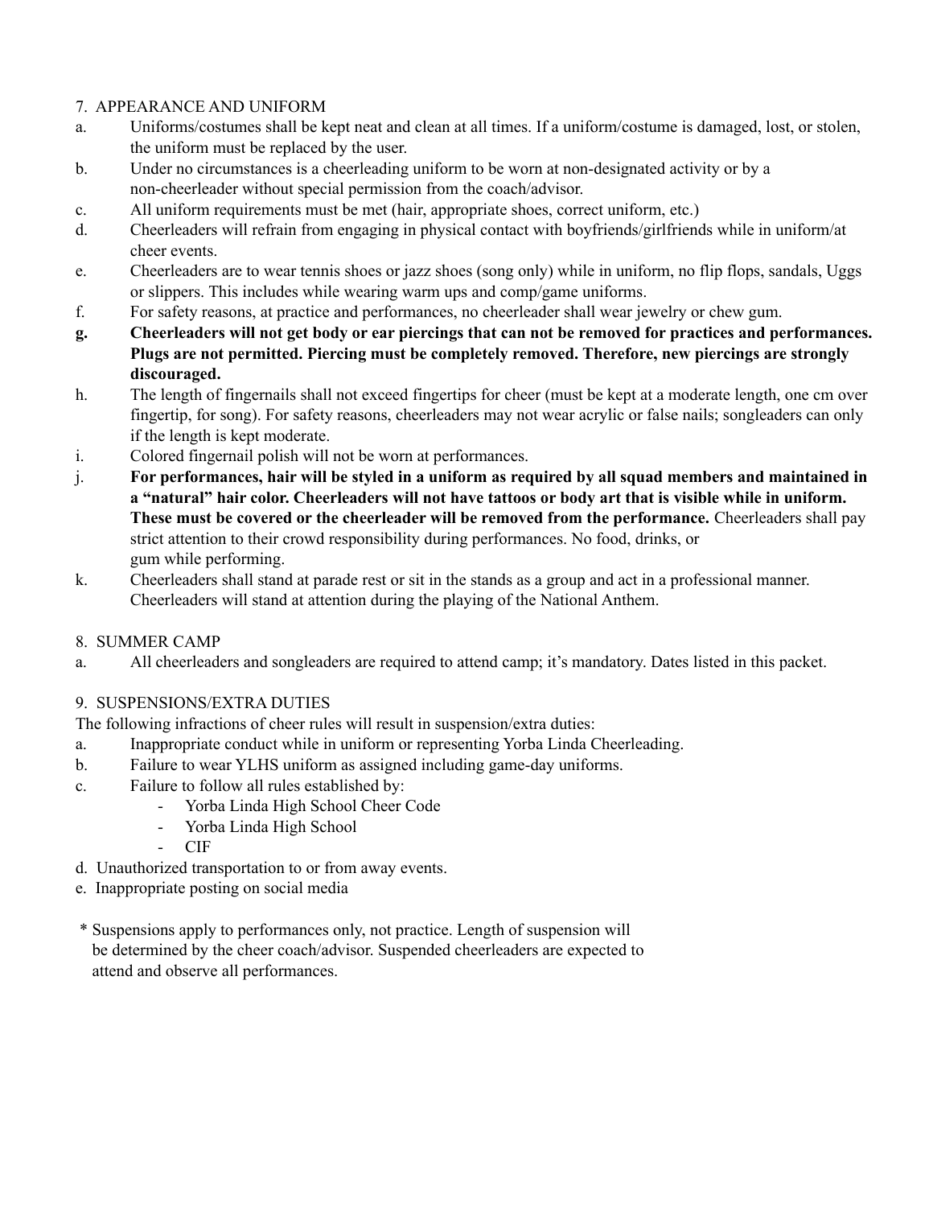7. APPEARANCE AND UNIFORM

a. Uniforms/costumes shall be kept neat and clean at all times. If a uniform/costume is damaged, lost, or stolen, the uniform must be replaced by the user.

b. Under no circumstances is a cheerleading uniform to be worn at non-designated activity or by a non-cheerleader without special permission from the coach/advisor.

c. All uniform requirements must be met (hair, appropriate shoes, correct uniform, etc.)

d. Cheerleaders will refrain from engaging in physical contact with boyfriends/girlfriends while in uniform/at cheer events.

e. Cheerleaders are to wear tennis shoes or jazz shoes (song only) while in uniform, no flip flops, sandals, Uggs or slippers. This includes while wearing warm ups and comp/game uniforms.

f. For safety reasons, at practice and performances, no cheerleader shall wear jewelry or chew gum.

**g. Cheerleaders will not get body or ear piercings that can not be removed for practices and performances. Plugs are not permitted. Piercing must be completely removed. Therefore, new piercings are strongly discouraged.**

h. The length of fingernails shall not exceed fingertips for cheer (must be kept at a moderate length, one cm over fingertip, for song). For safety reasons, cheerleaders may not wear acrylic or false nails; songleaders can only if the length is kept moderate.

i. Colored fingernail polish will not be worn at performances.

j. **For performances, hair will be styled in a uniform as required by all squad members and maintained in a "natural" hair color. Cheerleaders will not have tattoos or body art that is visible while in uniform. These must be covered or the cheerleader will be removed from the performance.** Cheerleaders shall pay strict attention to their crowd responsibility during performances. No food, drinks, or gum while performing.

k. Cheerleaders shall stand at parade rest or sit in the stands as a group and act in a professional manner. Cheerleaders will stand at attention during the playing of the National Anthem.

8. SUMMER CAMP

a. All cheerleaders and songleaders are required to attend camp; it's mandatory. Dates listed in this packet.

9. SUSPENSIONS/EXTRA DUTIES

The following infractions of cheer rules will result in suspension/extra duties:

a. Inappropriate conduct while in uniform or representing Yorba Linda Cheerleading.

b. Failure to wear YLHS uniform as assigned including game-day uniforms.

c. Failure to follow all rules established by:
   - Yorba Linda High School Cheer Code
   - Yorba Linda High School
   - CIF

d. Unauthorized transportation to or from away events.

e. Inappropriate posting on social media

\* Suspensions apply to performances only, not practice. Length of suspension will be determined by the cheer coach/advisor. Suspended cheerleaders are expected to attend and observe all performances.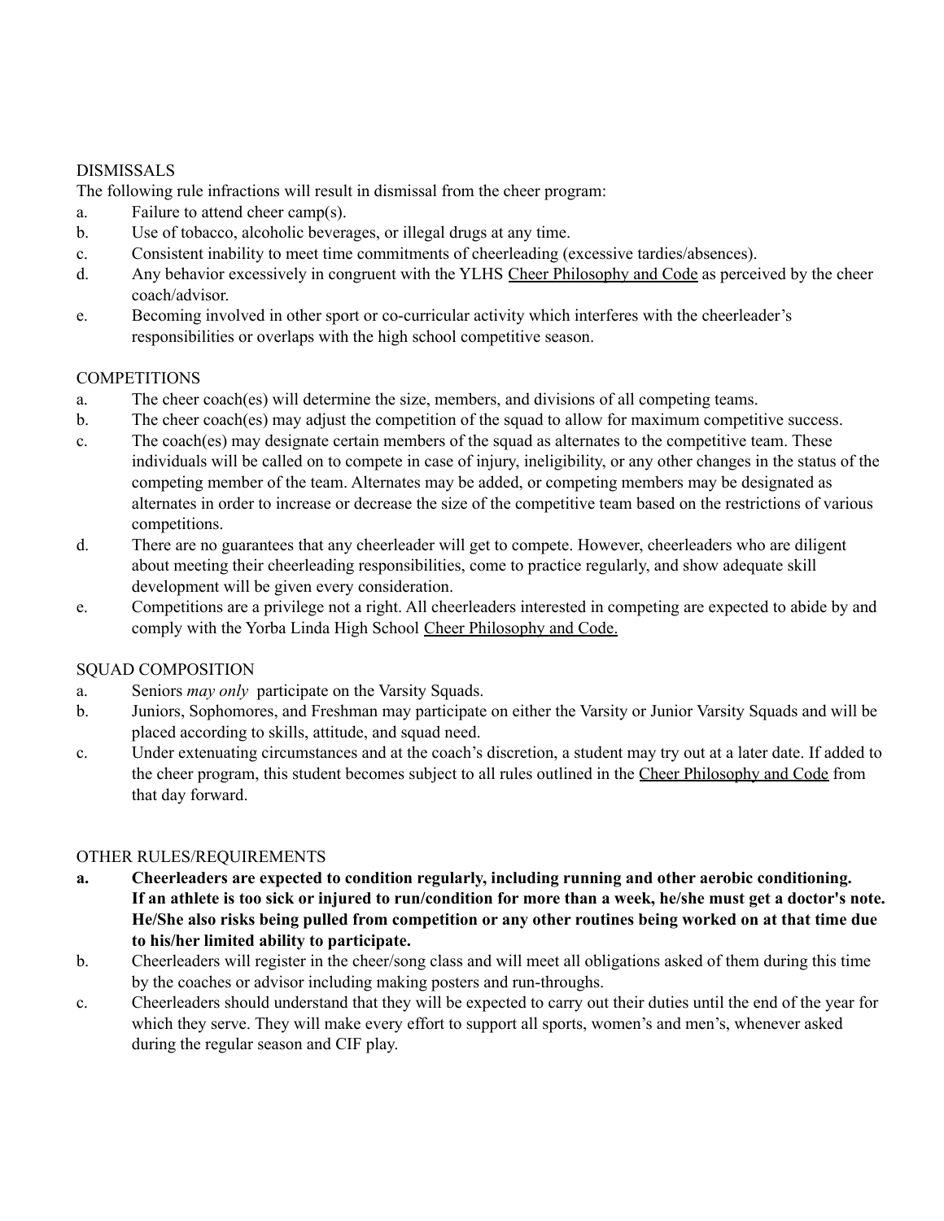DISMISSALS

The following rule infractions will result in dismissal from the cheer program:

a. Failure to attend cheer camp(s).
b. Use of tobacco, alcoholic beverages, or illegal drugs at any time.
c. Consistent inability to meet time commitments of cheerleading (excessive tardies/absences).
d. Any behavior excessively in congruent with the YLHS Cheer Philosophy and Code as perceived by the cheer coach/advisor.
e. Becoming involved in other sport or co-curricular activity which interferes with the cheerleader's responsibilities or overlaps with the high school competitive season.

COMPETITIONS

a. The cheer coach(es) will determine the size, members, and divisions of all competing teams.
b. The cheer coach(es) may adjust the competition of the squad to allow for maximum competitive success.
c. The coach(es) may designate certain members of the squad as alternates to the competitive team. These individuals will be called on to compete in case of injury, ineligibility, or any other changes in the status of the competing member of the team. Alternates may be added, or competing members may be designated as alternates in order to increase or decrease the size of the competitive team based on the restrictions of various competitions.
d. There are no guarantees that any cheerleader will get to compete. However, cheerleaders who are diligent about meeting their cheerleading responsibilities, come to practice regularly, and show adequate skill development will be given every consideration.
e. Competitions are a privilege not a right. All cheerleaders interested in competing are expected to abide by and comply with the Yorba Linda High School Cheer Philosophy and Code.

SQUAD COMPOSITION

a. Seniors *may only* participate on the Varsity Squads.
b. Juniors, Sophomores, and Freshman may participate on either the Varsity or Junior Varsity Squads and will be placed according to skills, attitude, and squad need.
c. Under extenuating circumstances and at the coach's discretion, a student may try out at a later date. If added to the cheer program, this student becomes subject to all rules outlined in the Cheer Philosophy and Code from that day forward.

OTHER RULES/REQUIREMENTS

**a. Cheerleaders are expected to condition regularly, including running and other aerobic conditioning. If an athlete is too sick or injured to run/condition for more than a week, he/she must get a doctor's note. He/She also risks being pulled from competition or any other routines being worked on at that time due to his/her limited ability to participate.**

b. Cheerleaders will register in the cheer/song class and will meet all obligations asked of them during this time by the coaches or advisor including making posters and run-throughs.
c. Cheerleaders should understand that they will be expected to carry out their duties until the end of the year for which they serve. They will make every effort to support all sports, women's and men's, whenever asked during the regular season and CIF play.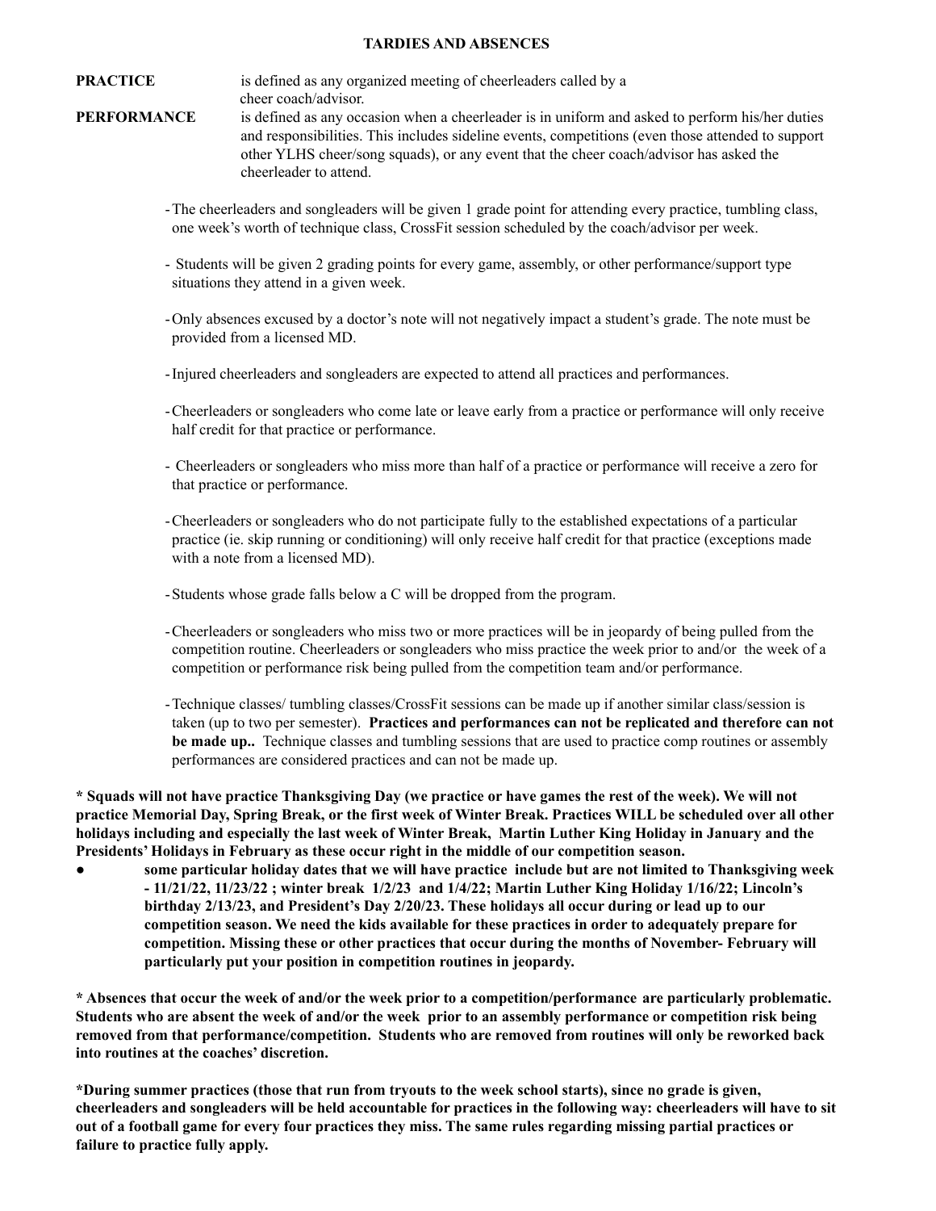## TARDIES AND ABSENCES

**PRACTICE** is defined as any organized meeting of cheerleaders called by a cheer coach/advisor.

**PERFORMANCE** is defined as any occasion when a cheerleader is in uniform and asked to perform his/her duties and responsibilities. This includes sideline events, competitions (even those attended to support other YLHS cheer/song squads), or any event that the cheer coach/advisor has asked the cheerleader to attend.

- The cheerleaders and songleaders will be given 1 grade point for attending every practice, tumbling class, one week's worth of technique class, CrossFit session scheduled by the coach/advisor per week.
- Students will be given 2 grading points for every game, assembly, or other performance/support type situations they attend in a given week.
- Only absences excused by a doctor's note will not negatively impact a student's grade. The note must be provided from a licensed MD.
- Injured cheerleaders and songleaders are expected to attend all practices and performances.
- Cheerleaders or songleaders who come late or leave early from a practice or performance will only receive half credit for that practice or performance.
- Cheerleaders or songleaders who miss more than half of a practice or performance will receive a zero for that practice or performance.
- Cheerleaders or songleaders who do not participate fully to the established expectations of a particular practice (ie. skip running or conditioning) will only receive half credit for that practice (exceptions made with a note from a licensed MD).
- Students whose grade falls below a C will be dropped from the program.
- Cheerleaders or songleaders who miss two or more practices will be in jeopardy of being pulled from the competition routine. Cheerleaders or songleaders who miss practice the week prior to and/or the week of a competition or performance risk being pulled from the competition team and/or performance.
- Technique classes/ tumbling classes/CrossFit sessions can be made up if another similar class/session is taken (up to two per semester). **Practices and performances can not be replicated and therefore can not be made up..** Technique classes and tumbling sessions that are used to practice comp routines or assembly performances are considered practices and can not be made up.

**\* Squads will not have practice Thanksgiving Day (we practice or have games the rest of the week). We will not practice Memorial Day, Spring Break, or the first week of Winter Break. Practices WILL be scheduled over all other holidays including and especially the last week of Winter Break, Martin Luther King Holiday in January and the Presidents' Holidays in February as these occur right in the middle of our competition season.**

- **some particular holiday dates that we will have practice include but are not limited to Thanksgiving week - 11/21/22, 11/23/22 ; winter break 1/2/23 and 1/4/22; Martin Luther King Holiday 1/16/22; Lincoln's birthday 2/13/23, and President's Day 2/20/23. These holidays all occur during or lead up to our competition season. We need the kids available for these practices in order to adequately prepare for competition. Missing these or other practices that occur during the months of November- February will particularly put your position in competition routines in jeopardy.**

**\* Absences that occur the week of and/or the week prior to a competition/performance are particularly problematic. Students who are absent the week of and/or the week prior to an assembly performance or competition risk being removed from that performance/competition. Students who are removed from routines will only be reworked back into routines at the coaches' discretion.**

**\*During summer practices (those that run from tryouts to the week school starts), since no grade is given, cheerleaders and songleaders will be held accountable for practices in the following way: cheerleaders will have to sit out of a football game for every four practices they miss. The same rules regarding missing partial practices or failure to practice fully apply.**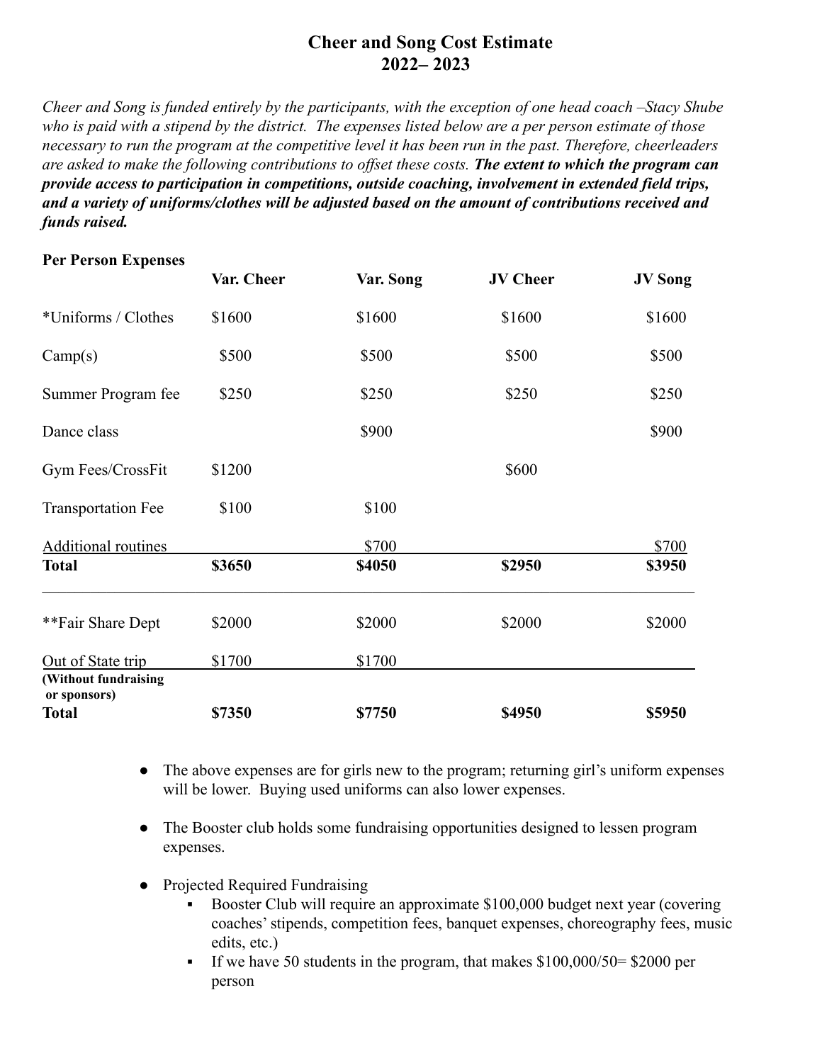# Cheer and Song Cost Estimate 2022– 2023

*Cheer and Song is funded entirely by the participants, with the exception of one head coach –Stacy Shube who is paid with a stipend by the district. The expenses listed below are a per person estimate of those necessary to run the program at the competitive level it has been run in the past. Therefore, cheerleaders are asked to make the following contributions to offset these costs.* ***The extent to which the program can provide access to participation in competitions, outside coaching, involvement in extended field trips, and a variety of uniforms/clothes will be adjusted based on the amount of contributions received and funds raised.***

**Per Person Expenses**

| | **Var. Cheer** | **Var. Song** | **JV Cheer** | **JV Song** |
|---|---|---|---|---|
| *Uniforms / Clothes | $1600 | $1600 | $1600 | $1600 |
| Camp(s) | $500 | $500 | $500 | $500 |
| Summer Program fee | $250 | $250 | $250 | $250 |
| Dance class | | $900 | | $900 |
| Gym Fees/CrossFit | $1200 | | $600 | |
| Transportation Fee | $100 | $100 | | |
| Additional routines | | $700 | | $700 |
| **Total** | **$3650** | **$4050** | **$2950** | **$3950** |
| **Fair Share Dept | $2000 | $2000 | $2000 | $2000 |
| Out of State trip | $1700 | $1700 | | |
| **(Without fundraising or sponsors) Total** | **$7350** | **$7750** | **$4950** | **$5950** |

- The above expenses are for girls new to the program; returning girl's uniform expenses will be lower. Buying used uniforms can also lower expenses.
- The Booster club holds some fundraising opportunities designed to lessen program expenses.
- Projected Required Fundraising
  - Booster Club will require an approximate $100,000 budget next year (covering coaches' stipends, competition fees, banquet expenses, choreography fees, music edits, etc.)
  - If we have 50 students in the program, that makes $100,000/50= $2000 per person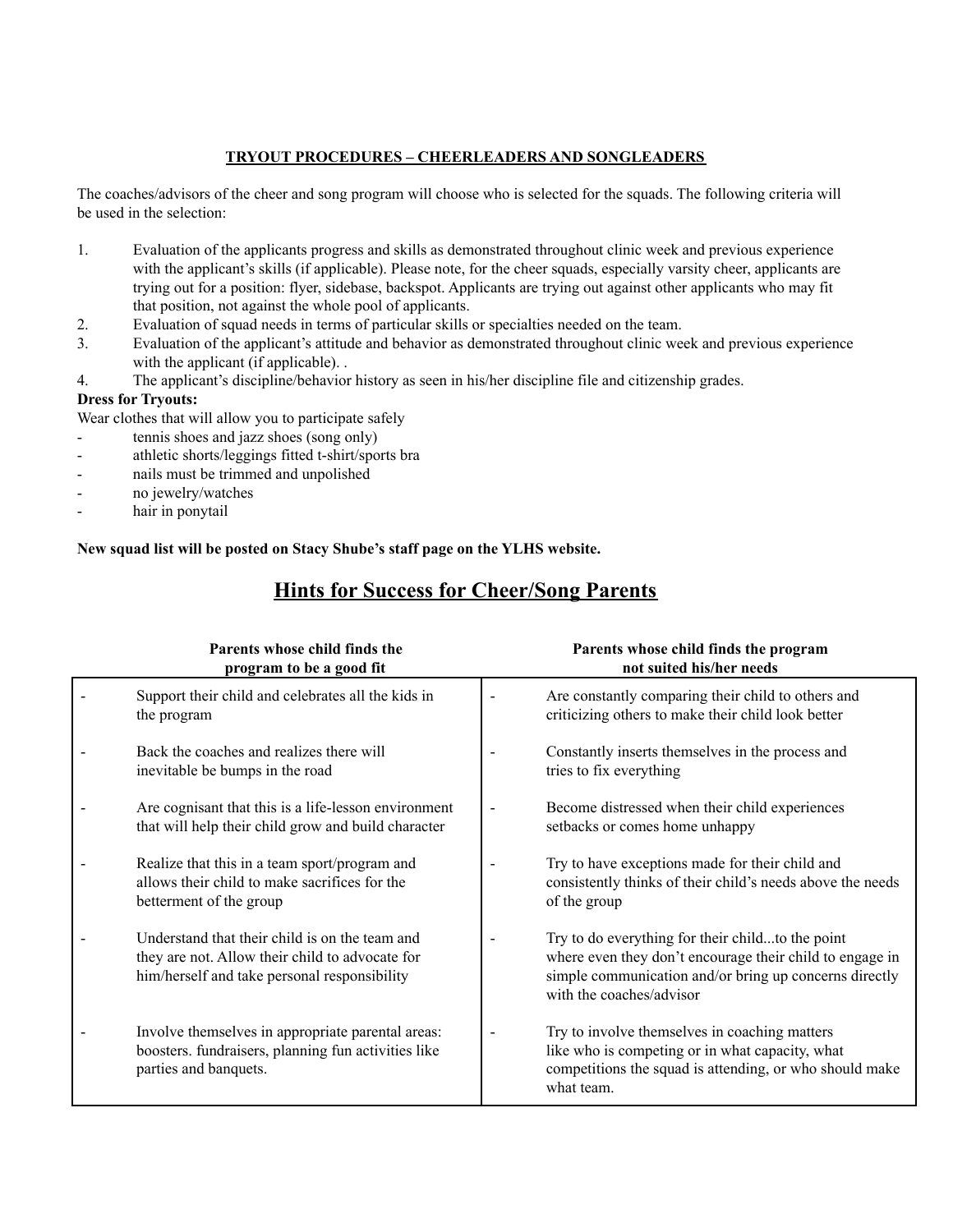**TRYOUT PROCEDURES – CHEERLEADERS AND SONGLEADERS**

The coaches/advisors of the cheer and song program will choose who is selected for the squads. The following criteria will be used in the selection:

1. Evaluation of the applicants progress and skills as demonstrated throughout clinic week and previous experience with the applicant's skills (if applicable). Please note, for the cheer squads, especially varsity cheer, applicants are trying out for a position: flyer, sidebase, backspot. Applicants are trying out against other applicants who may fit that position, not against the whole pool of applicants.
2. Evaluation of squad needs in terms of particular skills or specialties needed on the team.
3. Evaluation of the applicant's attitude and behavior as demonstrated throughout clinic week and previous experience with the applicant (if applicable). .
4. The applicant's discipline/behavior history as seen in his/her discipline file and citizenship grades.

**Dress for Tryouts:**

Wear clothes that will allow you to participate safely

- tennis shoes and jazz shoes (song only)
- athletic shorts/leggings fitted t-shirt/sports bra
- nails must be trimmed and unpolished
- no jewelry/watches
- hair in ponytail

**New squad list will be posted on Stacy Shube's staff page on the YLHS website.**

## Hints for Success for Cheer/Song Parents

| Parents whose child finds the program to be a good fit | Parents whose child finds the program not suited his/her needs |
|---|---|
| - Support their child and celebrates all the kids in the program | - Are constantly comparing their child to others and criticizing others to make their child look better |
| - Back the coaches and realizes there will inevitable be bumps in the road | - Constantly inserts themselves in the process and tries to fix everything |
| - Are cognisant that this is a life-lesson environment that will help their child grow and build character | - Become distressed when their child experiences setbacks or comes home unhappy |
| - Realize that this in a team sport/program and allows their child to make sacrifices for the betterment of the group | - Try to have exceptions made for their child and consistently thinks of their child's needs above the needs of the group |
| - Understand that their child is on the team and they are not. Allow their child to advocate for him/herself and take personal responsibility | - Try to do everything for their child...to the point where even they don't encourage their child to engage in simple communication and/or bring up concerns directly with the coaches/advisor |
| - Involve themselves in appropriate parental areas: boosters. fundraisers, planning fun activities like parties and banquets. | - Try to involve themselves in coaching matters like who is competing or in what capacity, what competitions the squad is attending, or who should make what team. |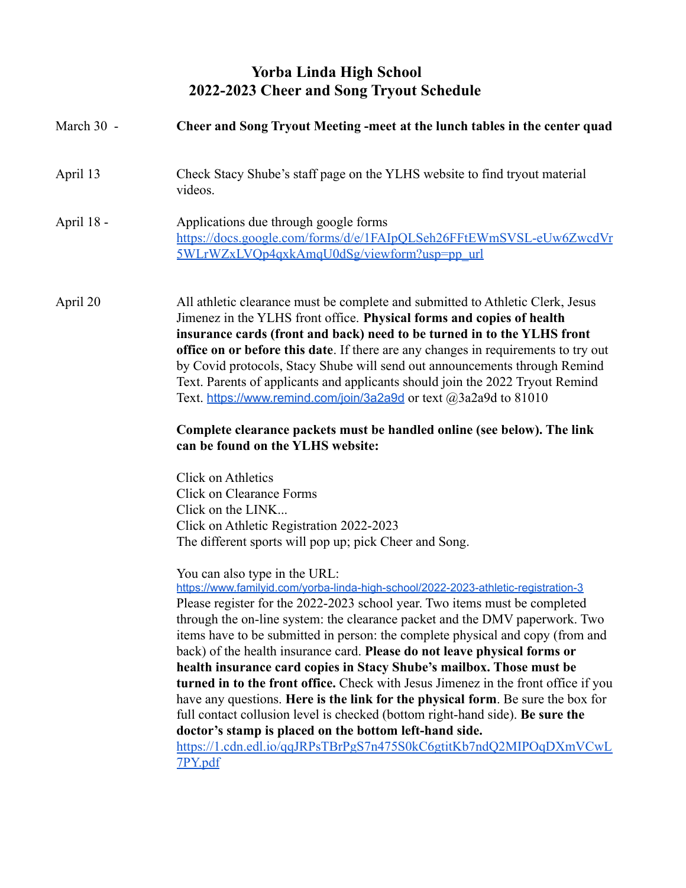# Yorba Linda High School
# 2022-2023 Cheer and Song Tryout Schedule

| | |
|---|---|
| March 30 - | **Cheer and Song Tryout Meeting -meet at the lunch tables in the center quad** |
| April 13 | Check Stacy Shube's staff page on the YLHS website to find tryout material videos. |
| April 18 - | Applications due through google forms https://docs.google.com/forms/d/e/1FAIpQLSeh26FFtEWmSVSL-eUw6ZwcdVr5WLrWZxLVQp4qxkAmqU0dSg/viewform?usp=pp_url |
| April 20 | All athletic clearance must be complete and submitted to Athletic Clerk, Jesus Jimenez in the YLHS front office. **Physical forms and copies of health insurance cards (front and back) need to be turned in to the YLHS front office on or before this date**. If there are any changes in requirements to try out by Covid protocols, Stacy Shube will send out announcements through Remind Text. Parents of applicants and applicants should join the 2022 Tryout Remind Text. https://www.remind.com/join/3a2a9d or text @3a2a9d to 81010 |

**Complete clearance packets must be handled online (see below). The link can be found on the YLHS website:**

Click on Athletics
Click on Clearance Forms
Click on the LINK...
Click on Athletic Registration 2022-2023
The different sports will pop up; pick Cheer and Song.

You can also type in the URL:
https://www.familyid.com/yorba-linda-high-school/2022-2023-athletic-registration-3
Please register for the 2022-2023 school year. Two items must be completed through the on-line system: the clearance packet and the DMV paperwork. Two items have to be submitted in person: the complete physical and copy (from and back) of the health insurance card. **Please do not leave physical forms or health insurance card copies in Stacy Shube's mailbox. Those must be turned in to the front office.** Check with Jesus Jimenez in the front office if you have any questions. **Here is the link for the physical form**. Be sure the box for full contact collusion level is checked (bottom right-hand side). **Be sure the doctor's stamp is placed on the bottom left-hand side.**
https://1.cdn.edl.io/qqJRPsTBrPgS7n475S0kC6gtitKb7ndQ2MIPOqDXmVCwL7PY.pdf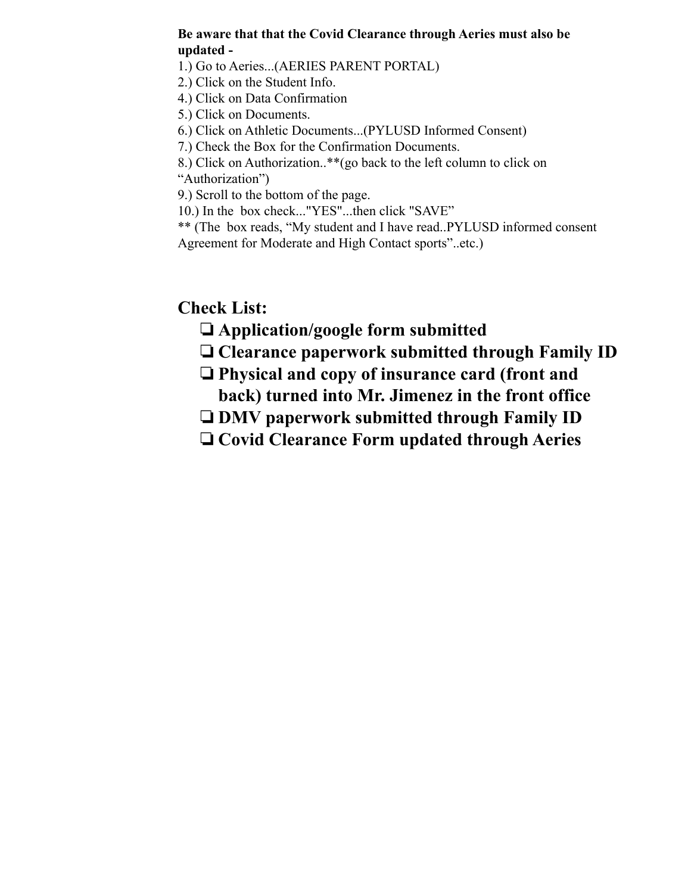**Be aware that that the Covid Clearance through Aeries must also be updated -**

1.) Go to Aeries...(AERIES PARENT PORTAL)
2.) Click on the Student Info.
4.) Click on Data Confirmation
5.) Click on Documents.
6.) Click on Athletic Documents...(PYLUSD Informed Consent)
7.) Check the Box for the Confirmation Documents.
8.) Click on Authorization..**(go back to the left column to click on "Authorization")
9.) Scroll to the bottom of the page.
10.) In the box check..."YES"...then click "SAVE"
** (The box reads, "My student and I have read..PYLUSD informed consent Agreement for Moderate and High Contact sports"..etc.)

## Check List:

- ❏ **Application/google form submitted**
- ❏ **Clearance paperwork submitted through Family ID**
- ❏ **Physical and copy of insurance card (front and back) turned into Mr. Jimenez in the front office**
- ❏ **DMV paperwork submitted through Family ID**
- ❏ **Covid Clearance Form updated through Aeries**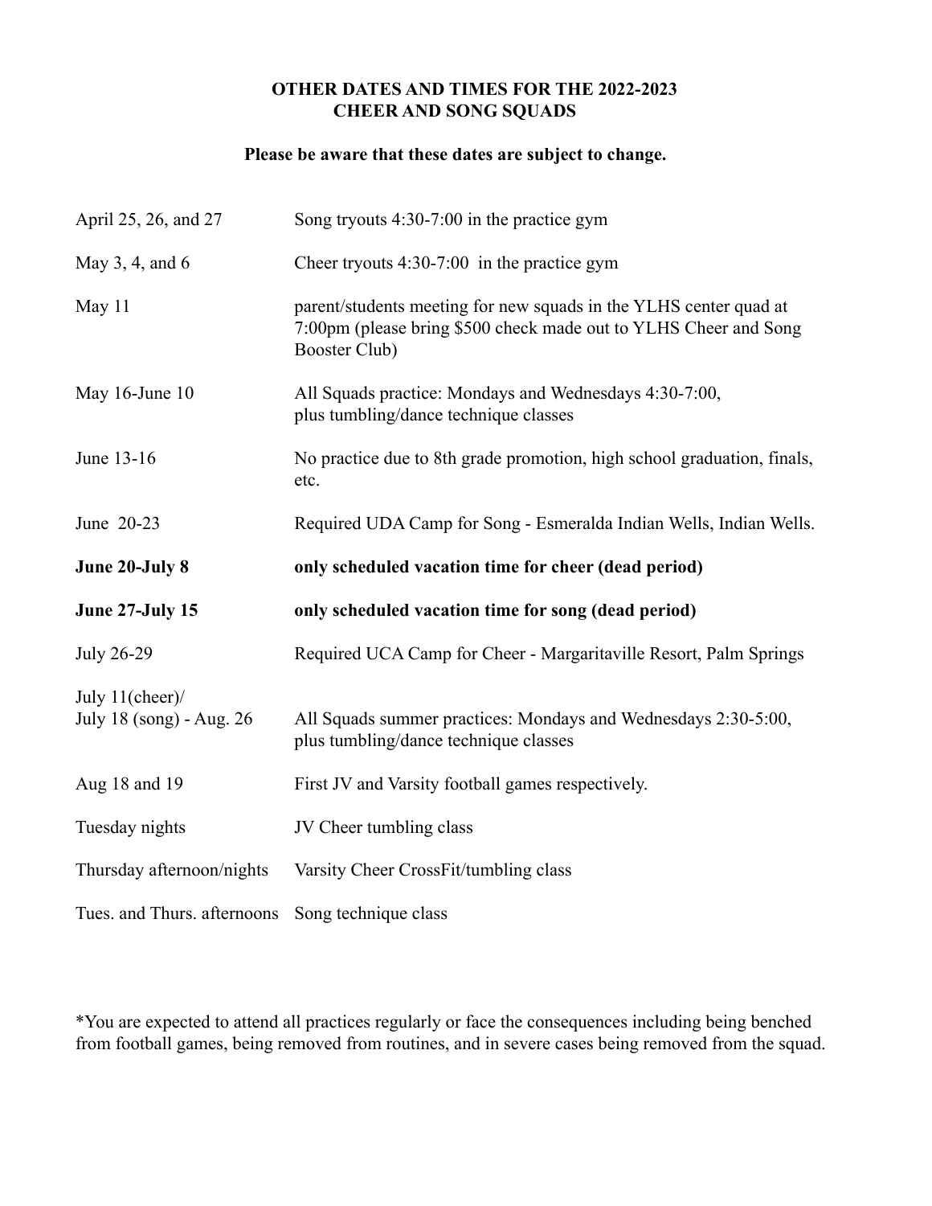**OTHER DATES AND TIMES FOR THE 2022-2023 CHEER AND SONG SQUADS**

**Please be aware that these dates are subject to change.**

| | |
|---|---|
| April 25, 26, and 27 | Song tryouts 4:30-7:00 in the practice gym |
| May 3, 4, and 6 | Cheer tryouts 4:30-7:00 in the practice gym |
| May 11 | parent/students meeting for new squads in the YLHS center quad at 7:00pm (please bring $500 check made out to YLHS Cheer and Song Booster Club) |
| May 16-June 10 | All Squads practice: Mondays and Wednesdays 4:30-7:00, plus tumbling/dance technique classes |
| June 13-16 | No practice due to 8th grade promotion, high school graduation, finals, etc. |
| June 20-23 | Required UDA Camp for Song - Esmeralda Indian Wells, Indian Wells. |
| **June 20-July 8** | **only scheduled vacation time for cheer (dead period)** |
| **June 27-July 15** | **only scheduled vacation time for song (dead period)** |
| July 26-29 | Required UCA Camp for Cheer - Margaritaville Resort, Palm Springs |
| July 11(cheer)/ July 18 (song) - Aug. 26 | All Squads summer practices: Mondays and Wednesdays 2:30-5:00, plus tumbling/dance technique classes |
| Aug 18 and 19 | First JV and Varsity football games respectively. |
| Tuesday nights | JV Cheer tumbling class |
| Thursday afternoon/nights | Varsity Cheer CrossFit/tumbling class |
| Tues. and Thurs. afternoons | Song technique class |

*You are expected to attend all practices regularly or face the consequences including being benched from football games, being removed from routines, and in severe cases being removed from the squad.